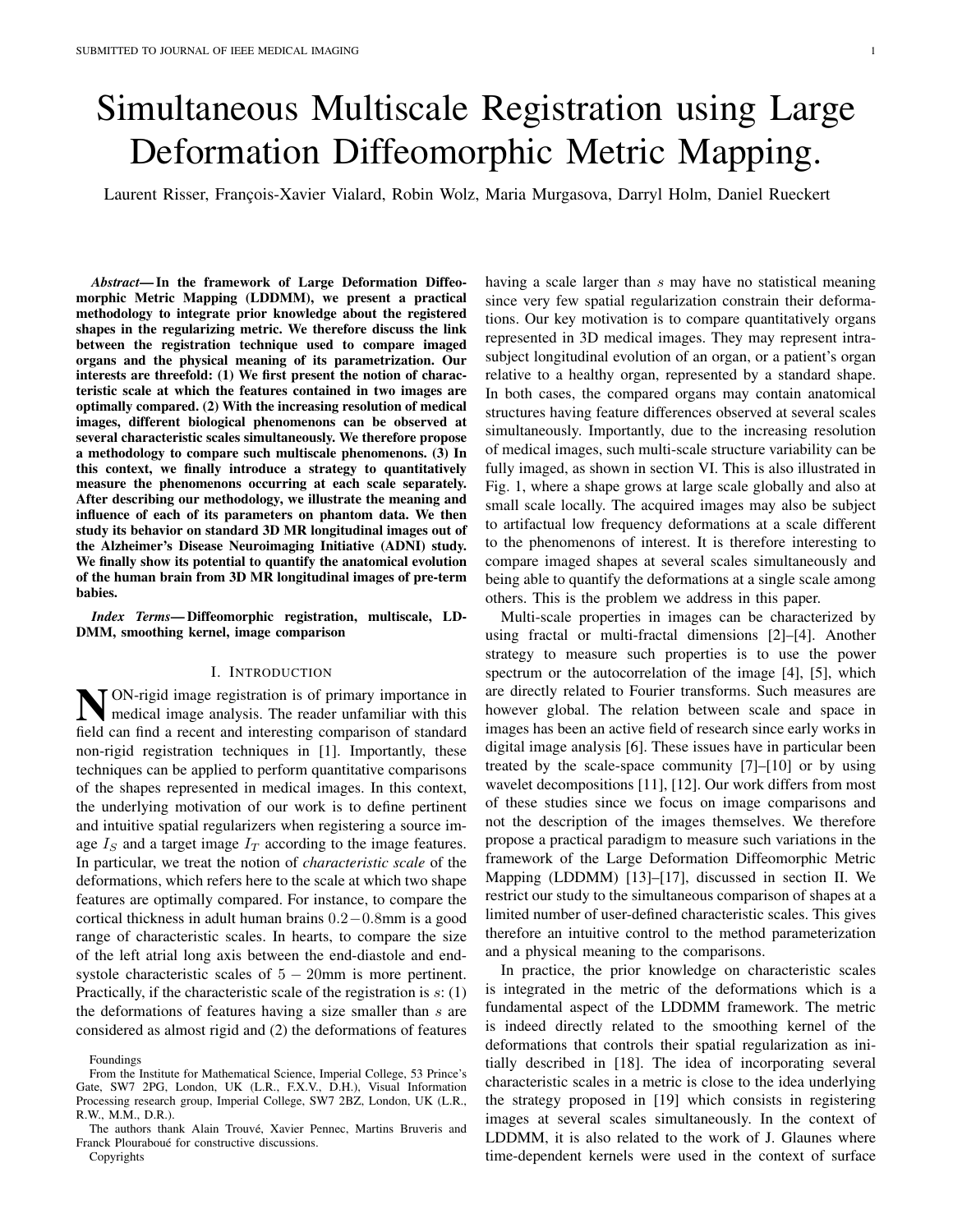# Simultaneous Multiscale Registration using Large Deformation Diffeomorphic Metric Mapping.

Laurent Risser, François-Xavier Vialard, Robin Wolz, Maria Murgasova, Darryl Holm, Daniel Rueckert

***Abstract*— In the framework of Large Deformation Diffeomorphic Metric Mapping (LDDMM), we present a practical methodology to integrate prior knowledge about the registered shapes in the regularizing metric. We therefore discuss the link between the registration technique used to compare imaged organs and the physical meaning of its parametrization. Our interests are threefold: (1) We first present the notion of characteristic scale at which the features contained in two images are optimally compared. (2) With the increasing resolution of medical images, different biological phenomenons can be observed at several characteristic scales simultaneously. We therefore propose a methodology to compare such multiscale phenomenons. (3) In this context, we finally introduce a strategy to quantitatively measure the phenomenons occurring at each scale separately. After describing our methodology, we illustrate the meaning and influence of each of its parameters on phantom data. We then study its behavior on standard 3D MR longitudinal images out of the Alzheimer's Disease Neuroimaging Initiative (ADNI) study. We finally show its potential to quantify the anatomical evolution of the human brain from 3D MR longitudinal images of pre-term babies.**

***Index Terms*— Diffeomorphic registration, multiscale, LDDMM, smoothing kernel, image comparison**

## I. Introduction

NON-rigid image registration is of primary importance in medical image analysis. The reader unfamiliar with this field can find a recent and interesting comparison of standard non-rigid registration techniques in [1]. Importantly, these techniques can be applied to perform quantitative comparisons of the shapes represented in medical images. In this context, the underlying motivation of our work is to define pertinent and intuitive spatial regularizers when registering a source image $I_S$ and a target image $I_T$ according to the image features. In particular, we treat the notion of *characteristic scale* of the deformations, which refers here to the scale at which two shape features are optimally compared. For instance, to compare the cortical thickness in adult human brains $0.2-0.8$mm is a good range of characteristic scales. In hearts, to compare the size of the left atrial long axis between the end-diastole and end-systole characteristic scales of $5-20$mm is more pertinent. Practically, if the characteristic scale of the registration is $s$: (1) the deformations of features having a size smaller than $s$ are considered as almost rigid and (2) the deformations of features having a scale larger than $s$ may have no statistical meaning since very few spatial regularization constrain their deformations. Our key motivation is to compare quantitatively organs represented in 3D medical images. They may represent intra-subject longitudinal evolution of an organ, or a patient's organ relative to a healthy organ, represented by a standard shape. In both cases, the compared organs may contain anatomical structures having feature differences observed at several scales simultaneously. Importantly, due to the increasing resolution of medical images, such multi-scale structure variability can be fully imaged, as shown in section VI. This is also illustrated in Fig. 1, where a shape grows at large scale globally and also at small scale locally. The acquired images may also be subject to artifactual low frequency deformations at a scale different to the phenomenons of interest. It is therefore interesting to compare imaged shapes at several scales simultaneously and being able to quantify the deformations at a single scale among others. This is the problem we address in this paper.

Multi-scale properties in images can be characterized by using fractal or multi-fractal dimensions [2]–[4]. Another strategy to measure such properties is to use the power spectrum or the autocorrelation of the image [4], [5], which are directly related to Fourier transforms. Such measures are however global. The relation between scale and space in images has been an active field of research since early works in digital image analysis [6]. These issues have in particular been treated by the scale-space community [7]–[10] or by using wavelet decompositions [11], [12]. Our work differs from most of these studies since we focus on image comparisons and not the description of the images themselves. We therefore propose a practical paradigm to measure such variations in the framework of the Large Deformation Diffeomorphic Metric Mapping (LDDMM) [13]–[17], discussed in section II. We restrict our study to the simultaneous comparison of shapes at a limited number of user-defined characteristic scales. This gives therefore an intuitive control to the method parameterization and a physical meaning to the comparisons.

In practice, the prior knowledge on characteristic scales is integrated in the metric of the deformations which is a fundamental aspect of the LDDMM framework. The metric is indeed directly related to the smoothing kernel of the deformations that controls their spatial regularization as initially described in [18]. The idea of incorporating several characteristic scales in a metric is close to the idea underlying the strategy proposed in [19] which consists in registering images at several scales simultaneously. In the context of LDDMM, it is also related to the work of J. Glaunes where time-dependent kernels were used in the context of surface

Foundings

From the Institute for Mathematical Science, Imperial College, 53 Prince's Gate, SW7 2PG, London, UK (L.R., F.X.V., D.H.), Visual Information Processing research group, Imperial College, SW7 2BZ, London, UK (L.R., R.W., M.M., D.R.).

The authors thank Alain Trouvé, Xavier Pennec, Martins Bruveris and Franck Plouraboué for constructive discussions.

Copyrights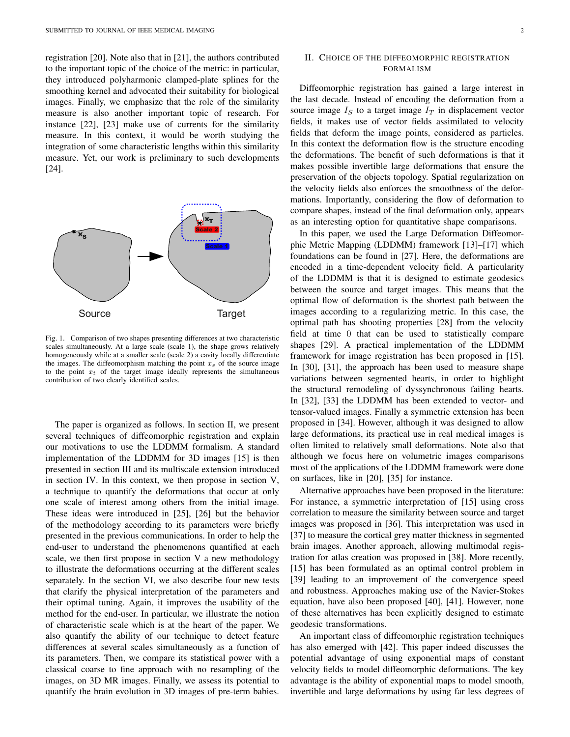registration [20]. Note also that in [21], the authors contributed to the important topic of the choice of the metric: in particular, they introduced polyharmonic clamped-plate splines for the smoothing kernel and advocated their suitability for biological images. Finally, we emphasize that the role of the similarity measure is also another important topic of research. For instance [22], [23] make use of currents for the similarity measure. In this context, it would be worth studying the integration of some characteristic lengths within this similarity measure. Yet, our work is preliminary to such developments [24].

Fig. 1. Comparison of two shapes presenting differences at two characteristic scales simultaneously. At a large scale (scale 1), the shape grows relatively homogeneously while at a smaller scale (scale 2) a cavity locally differentiate the images. The diffeomorphism matching the point $x_s$ of the source image to the point $x_t$ of the target image ideally represents the simultaneous contribution of two clearly identified scales.

The paper is organized as follows. In section II, we present several techniques of diffeomorphic registration and explain our motivations to use the LDDMM formalism. A standard implementation of the LDDMM for 3D images [15] is then presented in section III and its multiscale extension introduced in section IV. In this context, we then propose in section V, a technique to quantify the deformations that occur at only one scale of interest among others from the initial image. These ideas were introduced in [25], [26] but the behavior of the methodology according to its parameters were briefly presented in the previous communications. In order to help the end-user to understand the phenomenons quantified at each scale, we then first propose in section V a new methodology to illustrate the deformations occurring at the different scales separately. In the section VI, we also describe four new tests that clarify the physical interpretation of the parameters and their optimal tuning. Again, it improves the usability of the method for the end-user. In particular, we illustrate the notion of characteristic scale which is at the heart of the paper. We also quantify the ability of our technique to detect feature differences at several scales simultaneously as a function of its parameters. Then, we compare its statistical power with a classical coarse to fine approach with no resampling of the images, on 3D MR images. Finally, we assess its potential to quantify the brain evolution in 3D images of pre-term babies.

## II. Choice of the diffeomorphic registration formalism

Diffeomorphic registration has gained a large interest in the last decade. Instead of encoding the deformation from a source image $I_S$ to a target image $I_T$ in displacement vector fields, it makes use of vector fields assimilated to velocity fields that deform the image points, considered as particles. In this context the deformation flow is the structure encoding the deformations. The benefit of such deformations is that it makes possible invertible large deformations that ensure the preservation of the objects topology. Spatial regularization on the velocity fields also enforces the smoothness of the deformations. Importantly, considering the flow of deformation to compare shapes, instead of the final deformation only, appears as an interesting option for quantitative shape comparisons.

In this paper, we used the Large Deformation Diffeomorphic Metric Mapping (LDDMM) framework [13]–[17] which foundations can be found in [27]. Here, the deformations are encoded in a time-dependent velocity field. A particularity of the LDDMM is that it is designed to estimate geodesics between the source and target images. This means that the optimal flow of deformation is the shortest path between the images according to a regularizing metric. In this case, the optimal path has shooting properties [28] from the velocity field at time 0 that can be used to statistically compare shapes [29]. A practical implementation of the LDDMM framework for image registration has been proposed in [15]. In [30], [31], the approach has been used to measure shape variations between segmented hearts, in order to highlight the structural remodeling of dyssynchronous failing hearts. In [32], [33] the LDDMM has been extended to vector- and tensor-valued images. Finally a symmetric extension has been proposed in [34]. However, although it was designed to allow large deformations, its practical use in real medical images is often limited to relatively small deformations. Note also that although we focus here on volumetric images comparisons most of the applications of the LDDMM framework were done on surfaces, like in [20], [35] for instance.

Alternative approaches have been proposed in the literature: For instance, a symmetric interpretation of [15] using cross correlation to measure the similarity between source and target images was proposed in [36]. This interpretation was used in [37] to measure the cortical grey matter thickness in segmented brain images. Another approach, allowing multimodal registration for atlas creation was proposed in [38]. More recently, [15] has been formulated as an optimal control problem in [39] leading to an improvement of the convergence speed and robustness. Approaches making use of the Navier-Stokes equation, have also been proposed [40], [41]. However, none of these alternatives has been explicitly designed to estimate geodesic transformations.

An important class of diffeomorphic registration techniques has also emerged with [42]. This paper indeed discusses the potential advantage of using exponential maps of constant velocity fields to model diffeomorphic deformations. The key advantage is the ability of exponential maps to model smooth, invertible and large deformations by using far less degrees of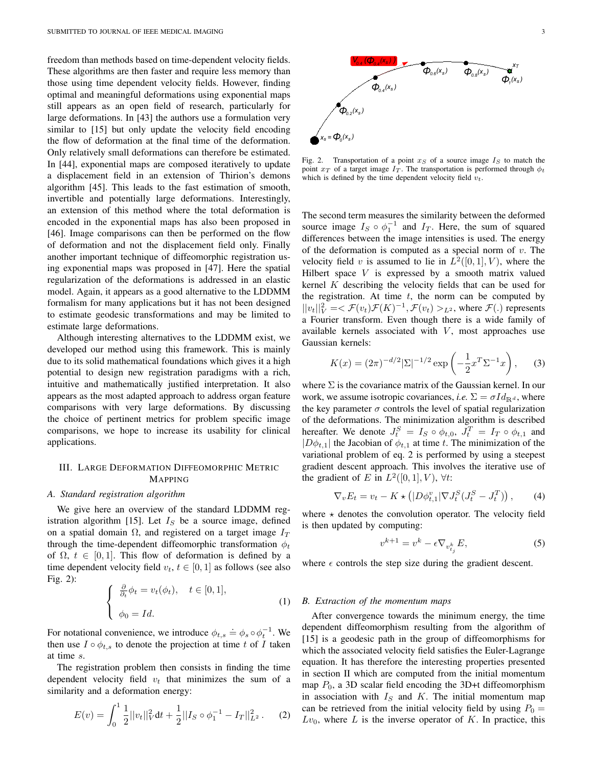freedom than methods based on time-dependent velocity fields. These algorithms are then faster and require less memory than those using time dependent velocity fields. However, finding optimal and meaningful deformations using exponential maps still appears as an open field of research, particularly for large deformations. In [43] the authors use a formulation very similar to [15] but only update the velocity field encoding the flow of deformation at the final time of the deformation. Only relatively small deformations can therefore be estimated. In [44], exponential maps are composed iteratively to update a displacement field in an extension of Thirion's demons algorithm [45]. This leads to the fast estimation of smooth, invertible and potentially large deformations. Interestingly, an extension of this method where the total deformation is encoded in the exponential maps has also been proposed in [46]. Image comparisons can then be performed on the flow of deformation and not the displacement field only. Finally another important technique of diffeomorphic registration using exponential maps was proposed in [47]. Here the spatial regularization of the deformations is addressed in an elastic model. Again, it appears as a good alternative to the LDDMM formalism for many applications but it has not been designed to estimate geodesic transformations and may be limited to estimate large deformations.

Although interesting alternatives to the LDDMM exist, we developed our method using this framework. This is mainly due to its solid mathematical foundations which gives it a high potential to design new registration paradigms with a rich, intuitive and mathematically justified interpretation. It also appears as the most adapted approach to address organ feature comparisons with very large deformations. By discussing the choice of pertinent metrics for problem specific image comparisons, we hope to increase its usability for clinical applications.

## III. Large Deformation Diffeomorphic Metric Mapping

### A. Standard registration algorithm

We give here an overview of the standard LDDMM registration algorithm [15]. Let $I_S$ be a source image, defined on a spatial domain $\Omega$, and registered on a target image $I_T$ through the time-dependent diffeomorphic transformation $\phi_t$ of $\Omega$, $t \in [0,1]$. This flow of deformation is defined by a time dependent velocity field $v_t$, $t \in [0,1]$ as follows (see also Fig. 2):

$$\begin{cases} \frac{\partial}{\partial_t}\phi_t = v_t(\phi_t), \quad t \in [0,1], \\ \phi_0 = Id. \end{cases} \tag{1}$$

For notational convenience, we introduce $\phi_{t,s} \doteq \phi_s \circ \phi_t^{-1}$. We then use $I \circ \phi_{t,s}$ to denote the projection at time $t$ of $I$ taken at time $s$.

The registration problem then consists in finding the time dependent velocity field $v_t$ that minimizes the sum of a similarity and a deformation energy:

$$E(v) = \int_0^1 \frac{1}{2}||v_t||_V^2 \mathrm{d}t + \frac{1}{2}||I_S \circ \phi_1^{-1} - I_T||_{L^2}^2 . \tag{2}$$

Fig. 2. Transportation of a point $x_S$ of a source image $I_S$ to match the point $x_T$ of a target image $I_T$. The transportation is performed through $\phi_t$ which is defined by the time dependent velocity field $v_t$.

The second term measures the similarity between the deformed source image $I_S \circ \phi_1^{-1}$ and $I_T$. Here, the sum of squared differences between the image intensities is used. The energy of the deformation is computed as a special norm of $v$. The velocity field $v$ is assumed to lie in $L^2([0,1], V)$, where the Hilbert space $V$ is expressed by a smooth matrix valued kernel $K$ describing the velocity fields that can be used for the registration. At time $t$, the norm can be computed by $||v_t||_V^2 =< \mathcal{F}(v_t)\mathcal{F}(K)^{-1}, \mathcal{F}(v_t) >_{L^2}$, where $\mathcal{F}(.)$ represents a Fourier transform. Even though there is a wide family of available kernels associated with $V$, most approaches use Gaussian kernels:

$$K(x) = (2\pi)^{-d/2}|\Sigma|^{-1/2} \exp\left(-\frac{1}{2}x^T\Sigma^{-1}x\right), \tag{3}$$

where $\Sigma$ is the covariance matrix of the Gaussian kernel. In our work, we assume isotropic covariances, *i.e.* $\Sigma = \sigma Id_{\mathbb{R}^d}$, where the key parameter $\sigma$ controls the level of spatial regularization of the deformations. The minimization algorithm is described hereafter. We denote $J_t^S = I_S \circ \phi_{t,0}$, $J_t^T = I_T \circ \phi_{t,1}$ and $|D\phi_{t,1}|$ the Jacobian of $\phi_{t,1}$ at time $t$. The minimization of the variational problem of eq. 2 is performed by using a steepest gradient descent approach. This involves the iterative use of the gradient of $E$ in $L^2([0,1], V)$, $\forall t$:

$$\nabla_v E_t = v_t - K \star \left(|D\phi_{t,1}^v| \nabla J_t^S (J_t^S - J_t^T)\right), \tag{4}$$

where $\star$ denotes the convolution operator. The velocity field is then updated by computing:

$$v^{k+1} = v^k - \epsilon \nabla_{v_{t_j}^k} E, \tag{5}$$

where $\epsilon$ controls the step size during the gradient descent.

### B. Extraction of the momentum maps

After convergence towards the minimum energy, the time dependent diffeomorphism resulting from the algorithm of [15] is a geodesic path in the group of diffeomorphisms for which the associated velocity field satisfies the Euler-Lagrange equation. It has therefore the interesting properties presented in section II which are computed from the initial momentum map $P_0$, a 3D scalar field encoding the 3D+t diffeomorphism in association with $I_S$ and $K$. The initial momentum map can be retrieved from the initial velocity field by using $P_0 = Lv_0$, where $L$ is the inverse operator of $K$. In practice, this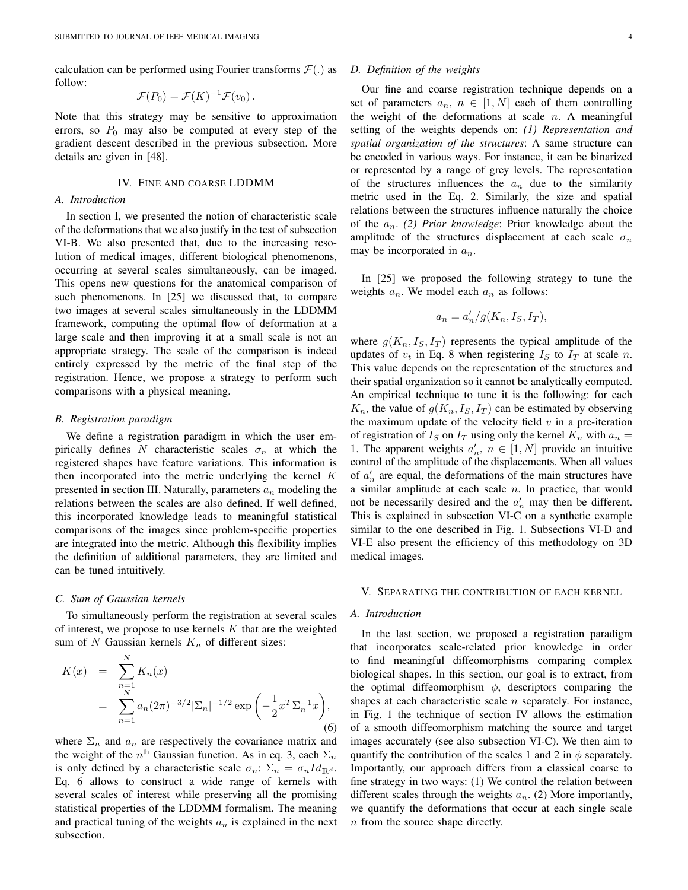calculation can be performed using Fourier transforms $\mathcal{F}(.)$ as follow:

$$\mathcal{F}(P_0) = \mathcal{F}(K)^{-1}\mathcal{F}(v_0)\,.$$

Note that this strategy may be sensitive to approximation errors, so $P_0$ may also be computed at every step of the gradient descent described in the previous subsection. More details are given in [48].

## IV. Fine and coarse LDDMM

### A. Introduction

In section I, we presented the notion of characteristic scale of the deformations that we also justify in the test of subsection VI-B. We also presented that, due to the increasing resolution of medical images, different biological phenomenons, occurring at several scales simultaneously, can be imaged. This opens new questions for the anatomical comparison of such phenomenons. In [25] we discussed that, to compare two images at several scales simultaneously in the LDDMM framework, computing the optimal flow of deformation at a large scale and then improving it at a small scale is not an appropriate strategy. The scale of the comparison is indeed entirely expressed by the metric of the final step of the registration. Hence, we propose a strategy to perform such comparisons with a physical meaning.

### B. Registration paradigm

We define a registration paradigm in which the user empirically defines $N$ characteristic scales $\sigma_n$ at which the registered shapes have feature variations. This information is then incorporated into the metric underlying the kernel $K$ presented in section III. Naturally, parameters $a_n$ modeling the relations between the scales are also defined. If well defined, this incorporated knowledge leads to meaningful statistical comparisons of the images since problem-specific properties are integrated into the metric. Although this flexibility implies the definition of additional parameters, they are limited and can be tuned intuitively.

### C. Sum of Gaussian kernels

To simultaneously perform the registration at several scales of interest, we propose to use kernels $K$ that are the weighted sum of $N$ Gaussian kernels $K_n$ of different sizes:

$$\begin{aligned} K(x) &= \sum_{n=1}^{N} K_n(x) \\ &= \sum_{n=1}^{N} a_n (2\pi)^{-3/2} |\Sigma_n|^{-1/2} \exp\left(-\frac{1}{2}x^T \Sigma_n^{-1} x\right), \end{aligned} \tag{6}$$

where $\Sigma_n$ and $a_n$ are respectively the covariance matrix and the weight of the $n^{\text{th}}$ Gaussian function. As in eq. 3, each $\Sigma_n$ is only defined by a characteristic scale $\sigma_n$: $\Sigma_n = \sigma_n Id_{\mathbb{R}^d}$. Eq. 6 allows to construct a wide range of kernels with several scales of interest while preserving all the promising statistical properties of the LDDMM formalism. The meaning and practical tuning of the weights $a_n$ is explained in the next subsection.

### D. Definition of the weights

Our fine and coarse registration technique depends on a set of parameters $a_n$, $n \in [1, N]$ each of them controlling the weight of the deformations at scale $n$. A meaningful setting of the weights depends on: *(1) Representation and spatial organization of the structures*: A same structure can be encoded in various ways. For instance, it can be binarized or represented by a range of grey levels. The representation of the structures influences the $a_n$ due to the similarity metric used in the Eq. 2. Similarly, the size and spatial relations between the structures influence naturally the choice of the $a_n$. *(2) Prior knowledge*: Prior knowledge about the amplitude of the structures displacement at each scale $\sigma_n$ may be incorporated in $a_n$.

In [25] we proposed the following strategy to tune the weights $a_n$. We model each $a_n$ as follows:

$$a_n = a'_n / g(K_n, I_S, I_T),$$

where $g(K_n, I_S, I_T)$ represents the typical amplitude of the updates of $v_t$ in Eq. 8 when registering $I_S$ to $I_T$ at scale $n$. This value depends on the representation of the structures and their spatial organization so it cannot be analytically computed. An empirical technique to tune it is the following: for each $K_n$, the value of $g(K_n, I_S, I_T)$ can be estimated by observing the maximum update of the velocity field $v$ in a pre-iteration of registration of $I_S$ on $I_T$ using only the kernel $K_n$ with $a_n = 1$. The apparent weights $a'_n$, $n \in [1, N]$ provide an intuitive control of the amplitude of the displacements. When all values of $a'_n$ are equal, the deformations of the main structures have a similar amplitude at each scale $n$. In practice, that would not be necessarily desired and the $a'_n$ may then be different. This is explained in subsection VI-C on a synthetic example similar to the one described in Fig. 1. Subsections VI-D and VI-E also present the efficiency of this methodology on 3D medical images.

## V. Separating the contribution of each kernel

### A. Introduction

In the last section, we proposed a registration paradigm that incorporates scale-related prior knowledge in order to find meaningful diffeomorphisms comparing complex biological shapes. In this section, our goal is to extract, from the optimal diffeomorphism $\phi$, descriptors comparing the shapes at each characteristic scale $n$ separately. For instance, in Fig. 1 the technique of section IV allows the estimation of a smooth diffeomorphism matching the source and target images accurately (see also subsection VI-C). We then aim to quantify the contribution of the scales 1 and 2 in $\phi$ separately. Importantly, our approach differs from a classical coarse to fine strategy in two ways: (1) We control the relation between different scales through the weights $a_n$. (2) More importantly, we quantify the deformations that occur at each single scale $n$ from the source shape directly.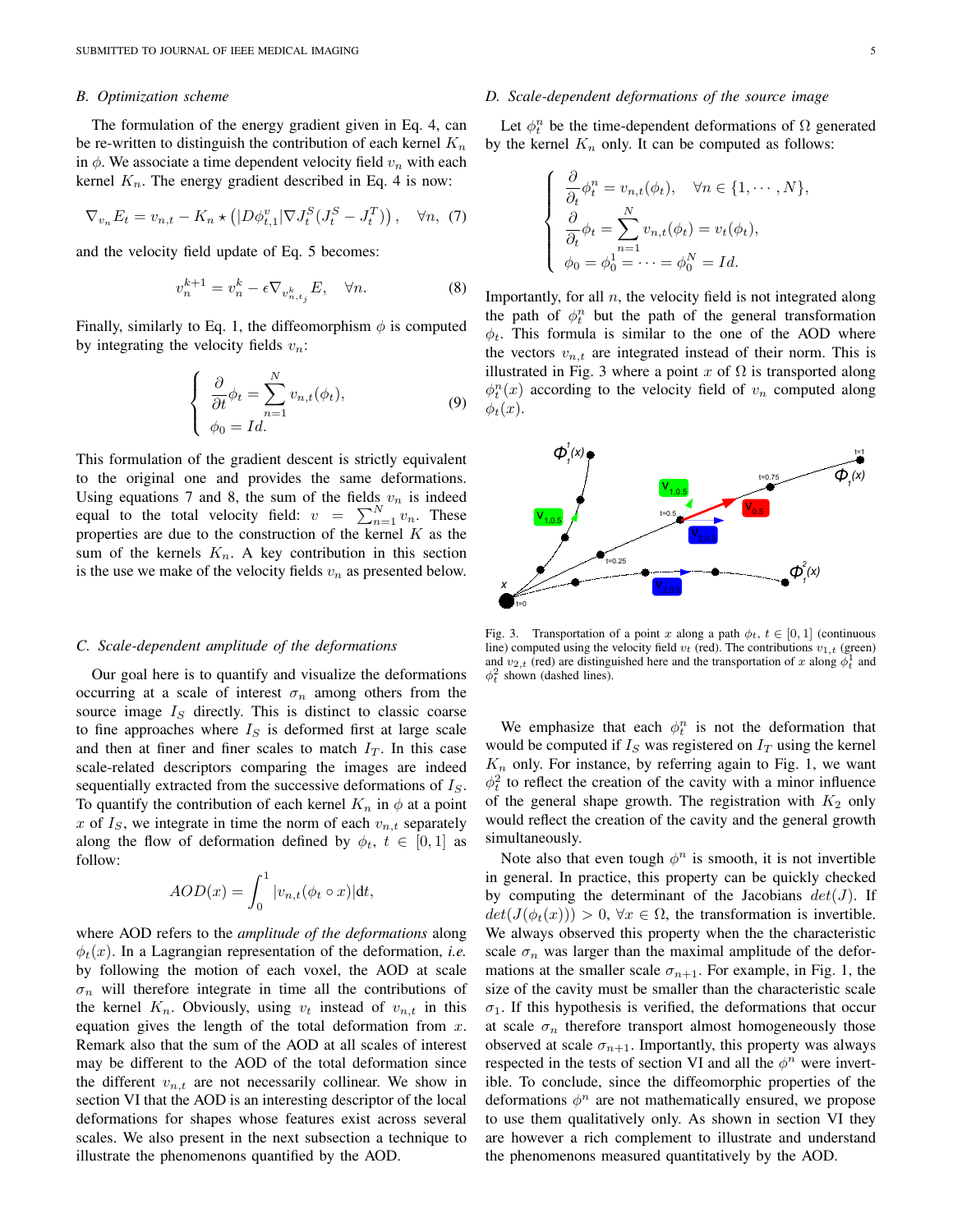### B. Optimization scheme

The formulation of the energy gradient given in Eq. 4, can be re-written to distinguish the contribution of each kernel $K_n$ in $\phi$. We associate a time dependent velocity field $v_n$ with each kernel $K_n$. The energy gradient described in Eq. 4 is now:

$$\nabla_{v_n} E_t = v_{n,t} - K_n \star \left( |D\phi_{t,1}^v| \nabla J_t^S (J_t^S - J_t^T) \right), \quad \forall n, \tag{7}$$

and the velocity field update of Eq. 5 becomes:

$$v_n^{k+1} = v_n^k - \epsilon \nabla_{v_{n,t_j}^k} E, \quad \forall n. \tag{8}$$

Finally, similarly to Eq. 1, the diffeomorphism $\phi$ is computed by integrating the velocity fields $v_n$:

$$\begin{cases} \dfrac{\partial}{\partial t}\phi_t = \displaystyle\sum_{n=1}^{N} v_{n,t}(\phi_t), \\ \phi_0 = Id. \end{cases} \tag{9}$$

This formulation of the gradient descent is strictly equivalent to the original one and provides the same deformations. Using equations 7 and 8, the sum of the fields $v_n$ is indeed equal to the total velocity field: $v = \sum_{n=1}^{N} v_n$. These properties are due to the construction of the kernel $K$ as the sum of the kernels $K_n$. A key contribution in this section is the use we make of the velocity fields $v_n$ as presented below.

### C. Scale-dependent amplitude of the deformations

Our goal here is to quantify and visualize the deformations occurring at a scale of interest $\sigma_n$ among others from the source image $I_S$ directly. This is distinct to classic coarse to fine approaches where $I_S$ is deformed first at large scale and then at finer and finer scales to match $I_T$. In this case scale-related descriptors comparing the images are indeed sequentially extracted from the successive deformations of $I_S$. To quantify the contribution of each kernel $K_n$ in $\phi$ at a point $x$ of $I_S$, we integrate in time the norm of each $v_{n,t}$ separately along the flow of deformation defined by $\phi_t$, $t \in [0,1]$ as follow:

$$AOD(x) = \int_0^1 |v_{n,t}(\phi_t \circ x)| \mathrm{d}t,$$

where AOD refers to the *amplitude of the deformations* along $\phi_t(x)$. In a Lagrangian representation of the deformation, *i.e.* by following the motion of each voxel, the AOD at scale $\sigma_n$ will therefore integrate in time all the contributions of the kernel $K_n$. Obviously, using $v_t$ instead of $v_{n,t}$ in this equation gives the length of the total deformation from $x$. Remark also that the sum of the AOD at all scales of interest may be different to the AOD of the total deformation since the different $v_{n,t}$ are not necessarily collinear. We show in section VI that the AOD is an interesting descriptor of the local deformations for shapes whose features exist across several scales. We also present in the next subsection a technique to illustrate the phenomenons quantified by the AOD.

### D. Scale-dependent deformations of the source image

Let $\phi_t^n$ be the time-dependent deformations of $\Omega$ generated by the kernel $K_n$ only. It can be computed as follows:

$$\begin{cases} \dfrac{\partial}{\partial_t}\phi_t^n = v_{n,t}(\phi_t), \quad \forall n \in \{1, \cdots, N\}, \\ \dfrac{\partial}{\partial_t}\phi_t = \displaystyle\sum_{n=1}^{N} v_{n,t}(\phi_t) = v_t(\phi_t), \\ \phi_0 = \phi_0^1 = \cdots = \phi_0^N = Id. \end{cases}$$

Importantly, for all $n$, the velocity field is not integrated along the path of $\phi_t^n$ but the path of the general transformation $\phi_t$. This formula is similar to the one of the AOD where the vectors $v_{n,t}$ are integrated instead of their norm. This is illustrated in Fig. 3 where a point $x$ of $\Omega$ is transported along $\phi_t^n(x)$ according to the velocity field of $v_n$ computed along $\phi_t(x)$.

Fig. 3. Transportation of a point $x$ along a path $\phi_t$, $t \in [0,1]$ (continuous line) computed using the velocity field $v_t$ (red). The contributions $v_{1,t}$ (green) and $v_{2,t}$ (red) are distinguished here and the transportation of $x$ along $\phi_t^1$ and $\phi_t^2$ shown (dashed lines).

We emphasize that each $\phi_t^n$ is not the deformation that would be computed if $I_S$ was registered on $I_T$ using the kernel $K_n$ only. For instance, by referring again to Fig. 1, we want $\phi_t^2$ to reflect the creation of the cavity with a minor influence of the general shape growth. The registration with $K_2$ only would reflect the creation of the cavity and the general growth simultaneously.

Note also that even tough $\phi^n$ is smooth, it is not invertible in general. In practice, this property can be quickly checked by computing the determinant of the Jacobians $det(J)$. If $det(J(\phi_t(x))) > 0$, $\forall x \in \Omega$, the transformation is invertible. We always observed this property when the the characteristic scale $\sigma_n$ was larger than the maximal amplitude of the deformations at the smaller scale $\sigma_{n+1}$. For example, in Fig. 1, the size of the cavity must be smaller than the characteristic scale $\sigma_1$. If this hypothesis is verified, the deformations that occur at scale $\sigma_n$ therefore transport almost homogeneously those observed at scale $\sigma_{n+1}$. Importantly, this property was always respected in the tests of section VI and all the $\phi^n$ were invertible. To conclude, since the diffeomorphic properties of the deformations $\phi^n$ are not mathematically ensured, we propose to use them qualitatively only. As shown in section VI they are however a rich complement to illustrate and understand the phenomenons measured quantitatively by the AOD.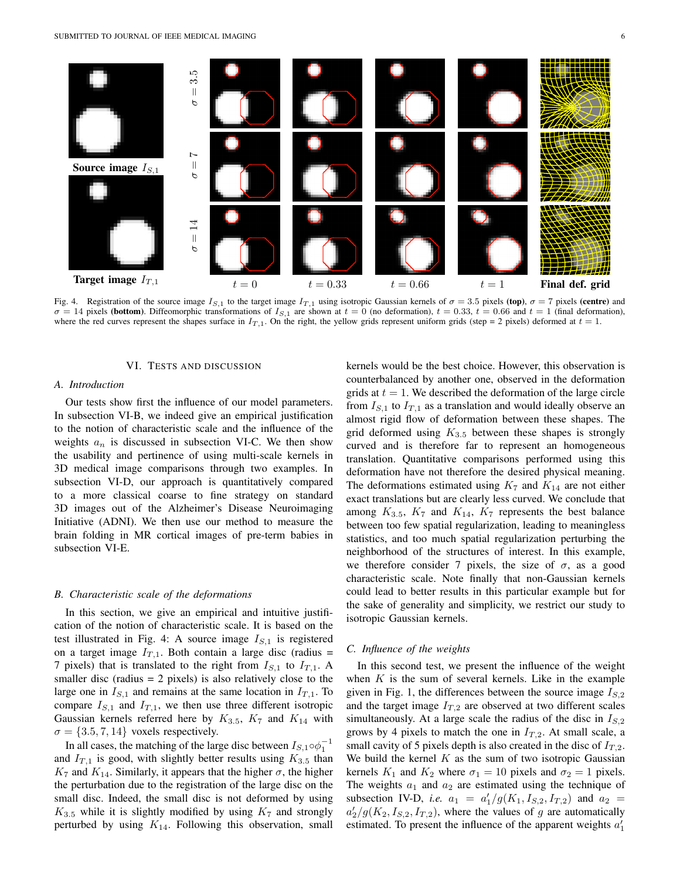Fig. 4. Registration of the source image $I_{S,1}$ to the target image $I_{T,1}$ using isotropic Gaussian kernels of $\sigma = 3.5$ pixels **(top)**, $\sigma = 7$ pixels **(centre)** and $\sigma = 14$ pixels **(bottom)**. Diffeomorphic transformations of $I_{S,1}$ are shown at $t = 0$ (no deformation), $t = 0.33$, $t = 0.66$ and $t = 1$ (final deformation), where the red curves represent the shapes surface in $I_{T,1}$. On the right, the yellow grids represent uniform grids (step = 2 pixels) deformed at $t = 1$.

## VI. Tests and Discussion

### A. Introduction

Our tests show first the influence of our model parameters. In subsection VI-B, we indeed give an empirical justification to the notion of characteristic scale and the influence of the weights $a_n$ is discussed in subsection VI-C. We then show the usability and pertinence of using multi-scale kernels in 3D medical image comparisons through two examples. In subsection VI-D, our approach is quantitatively compared to a more classical coarse to fine strategy on standard 3D images out of the Alzheimer's Disease Neuroimaging Initiative (ADNI). We then use our method to measure the brain folding in MR cortical images of pre-term babies in subsection VI-E.

### B. Characteristic scale of the deformations

In this section, we give an empirical and intuitive justification of the notion of characteristic scale. It is based on the test illustrated in Fig. 4: A source image $I_{S,1}$ is registered on a target image $I_{T,1}$. Both contain a large disc (radius = 7 pixels) that is translated to the right from $I_{S,1}$ to $I_{T,1}$. A smaller disc (radius = 2 pixels) is also relatively close to the large one in $I_{S,1}$ and remains at the same location in $I_{T,1}$. To compare $I_{S,1}$ and $I_{T,1}$, we then use three different isotropic Gaussian kernels referred here by $K_{3.5}$, $K_7$ and $K_{14}$ with $\sigma = \{3.5, 7, 14\}$ voxels respectively.

In all cases, the matching of the large disc between $I_{S,1} \circ \phi_1^{-1}$ and $I_{T,1}$ is good, with slightly better results using $K_{3.5}$ than $K_7$ and $K_{14}$. Similarly, it appears that the higher $\sigma$, the higher the perturbation due to the registration of the large disc on the small disc. Indeed, the small disc is not deformed by using $K_{3.5}$ while it is slightly modified by using $K_7$ and strongly perturbed by using $K_{14}$. Following this observation, small kernels would be the best choice. However, this observation is counterbalanced by another one, observed in the deformation grids at $t = 1$. We described the deformation of the large circle from $I_{S,1}$ to $I_{T,1}$ as a translation and would ideally observe an almost rigid flow of deformation between these shapes. The grid deformed using $K_{3.5}$ between these shapes is strongly curved and is therefore far to represent an homogeneous translation. Quantitative comparisons performed using this deformation have not therefore the desired physical meaning. The deformations estimated using $K_7$ and $K_{14}$ are not either exact translations but are clearly less curved. We conclude that among $K_{3.5}$, $K_7$ and $K_{14}$, $K_7$ represents the best balance between too few spatial regularization, leading to meaningless statistics, and too much spatial regularization perturbing the neighborhood of the structures of interest. In this example, we therefore consider 7 pixels, the size of $\sigma$, as a good characteristic scale. Note finally that non-Gaussian kernels could lead to better results in this particular example but for the sake of generality and simplicity, we restrict our study to isotropic Gaussian kernels.

### C. Influence of the weights

In this second test, we present the influence of the weight when $K$ is the sum of several kernels. Like in the example given in Fig. 1, the differences between the source image $I_{S,2}$ and the target image $I_{T,2}$ are observed at two different scales simultaneously. At a large scale the radius of the disc in $I_{S,2}$ grows by 4 pixels to match the one in $I_{T,2}$. At small scale, a small cavity of 5 pixels depth is also created in the disc of $I_{T,2}$. We build the kernel $K$ as the sum of two isotropic Gaussian kernels $K_1$ and $K_2$ where $\sigma_1 = 10$ pixels and $\sigma_2 = 1$ pixels. The weights $a_1$ and $a_2$ are estimated using the technique of subsection IV-D, *i.e.* $a_1 = a'_1 / g(K_1, I_{S,2}, I_{T,2})$ and $a_2 = a'_2 / g(K_2, I_{S,2}, I_{T,2})$, where the values of $g$ are automatically estimated. To present the influence of the apparent weights $a'_1$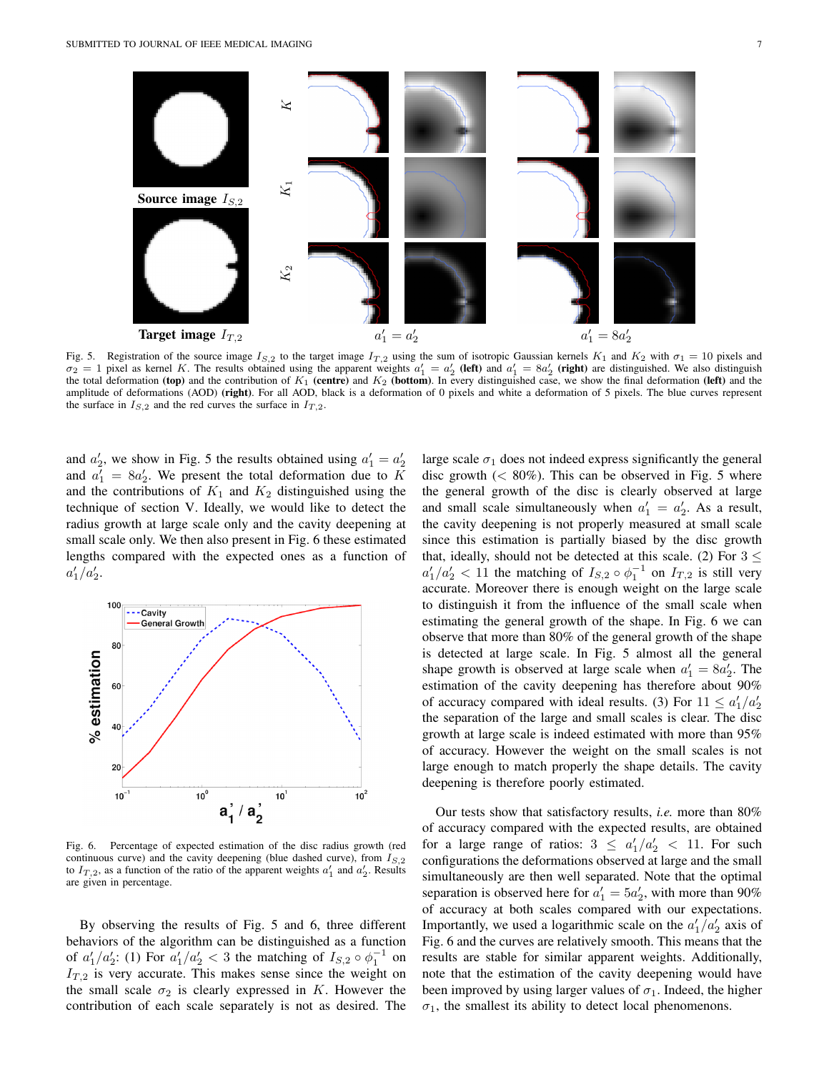Source image $I_{S,2}$

Target image $I_{T,2}$

Fig. 5. Registration of the source image $I_{S,2}$ to the target image $I_{T,2}$ using the sum of isotropic Gaussian kernels $K_1$ and $K_2$ with $\sigma_1 = 10$ pixels and $\sigma_2 = 1$ pixel as kernel $K$. The results obtained using the apparent weights $a'_1 = a'_2$ **(left)** and $a'_1 = 8a'_2$ **(right)** are distinguished. We also distinguish the total deformation **(top)** and the contribution of $K_1$ **(centre)** and $K_2$ **(bottom)**. In every distinguished case, we show the final deformation **(left)** and the amplitude of deformations (AOD) **(right)**. For all AOD, black is a deformation of 0 pixels and white a deformation of 5 pixels. The blue curves represent the surface in $I_{S,2}$ and the red curves the surface in $I_{T,2}$.

and $a'_2$, we show in Fig. 5 the results obtained using $a'_1 = a'_2$ and $a'_1 = 8a'_2$. We present the total deformation due to $K$ and the contributions of $K_1$ and $K_2$ distinguished using the technique of section V. Ideally, we would like to detect the radius growth at large scale only and the cavity deepening at small scale only. We then also present in Fig. 6 these estimated lengths compared with the expected ones as a function of $a'_1/a'_2$.

Fig. 6. Percentage of expected estimation of the disc radius growth (red continuous curve) and the cavity deepening (blue dashed curve), from $I_{S,2}$ to $I_{T,2}$, as a function of the ratio of the apparent weights $a'_1$ and $a'_2$. Results are given in percentage.

By observing the results of Fig. 5 and 6, three different behaviors of the algorithm can be distinguished as a function of $a'_1/a'_2$: (1) For $a'_1/a'_2 < 3$ the matching of $I_{S,2} \circ \phi_1^{-1}$ on $I_{T,2}$ is very accurate. This makes sense since the weight on the small scale $\sigma_2$ is clearly expressed in $K$. However the contribution of each scale separately is not as desired. The large scale $\sigma_1$ does not indeed express significantly the general disc growth ($< 80\%$). This can be observed in Fig. 5 where the general growth of the disc is clearly observed at large and small scale simultaneously when $a'_1 = a'_2$. As a result, the cavity deepening is not properly measured at small scale since this estimation is partially biased by the disc growth that, ideally, should not be detected at this scale. (2) For $3 \leq a'_1/a'_2 < 11$ the matching of $I_{S,2} \circ \phi_1^{-1}$ on $I_{T,2}$ is still very accurate. Moreover there is enough weight on the large scale to distinguish it from the influence of the small scale when estimating the general growth of the shape. In Fig. 6 we can observe that more than 80% of the general growth of the shape is detected at large scale. In Fig. 5 almost all the general shape growth is observed at large scale when $a'_1 = 8a'_2$. The estimation of the cavity deepening has therefore about 90% of accuracy compared with ideal results. (3) For $11 \leq a'_1/a'_2$ the separation of the large and small scales is clear. The disc growth at large scale is indeed estimated with more than 95% of accuracy. However the weight on the small scales is not large enough to match properly the shape details. The cavity deepening is therefore poorly estimated.

Our tests show that satisfactory results, *i.e.* more than 80% of accuracy compared with the expected results, are obtained for a large range of ratios: $3 \leq a'_1/a'_2 < 11$. For such configurations the deformations observed at large and the small simultaneously are then well separated. Note that the optimal separation is observed here for $a'_1 = 5a'_2$, with more than 90% of accuracy at both scales compared with our expectations. Importantly, we used a logarithmic scale on the $a'_1/a'_2$ axis of Fig. 6 and the curves are relatively smooth. This means that the results are stable for similar apparent weights. Additionally, note that the estimation of the cavity deepening would have been improved by using larger values of $\sigma_1$. Indeed, the higher $\sigma_1$, the smallest its ability to detect local phenomenons.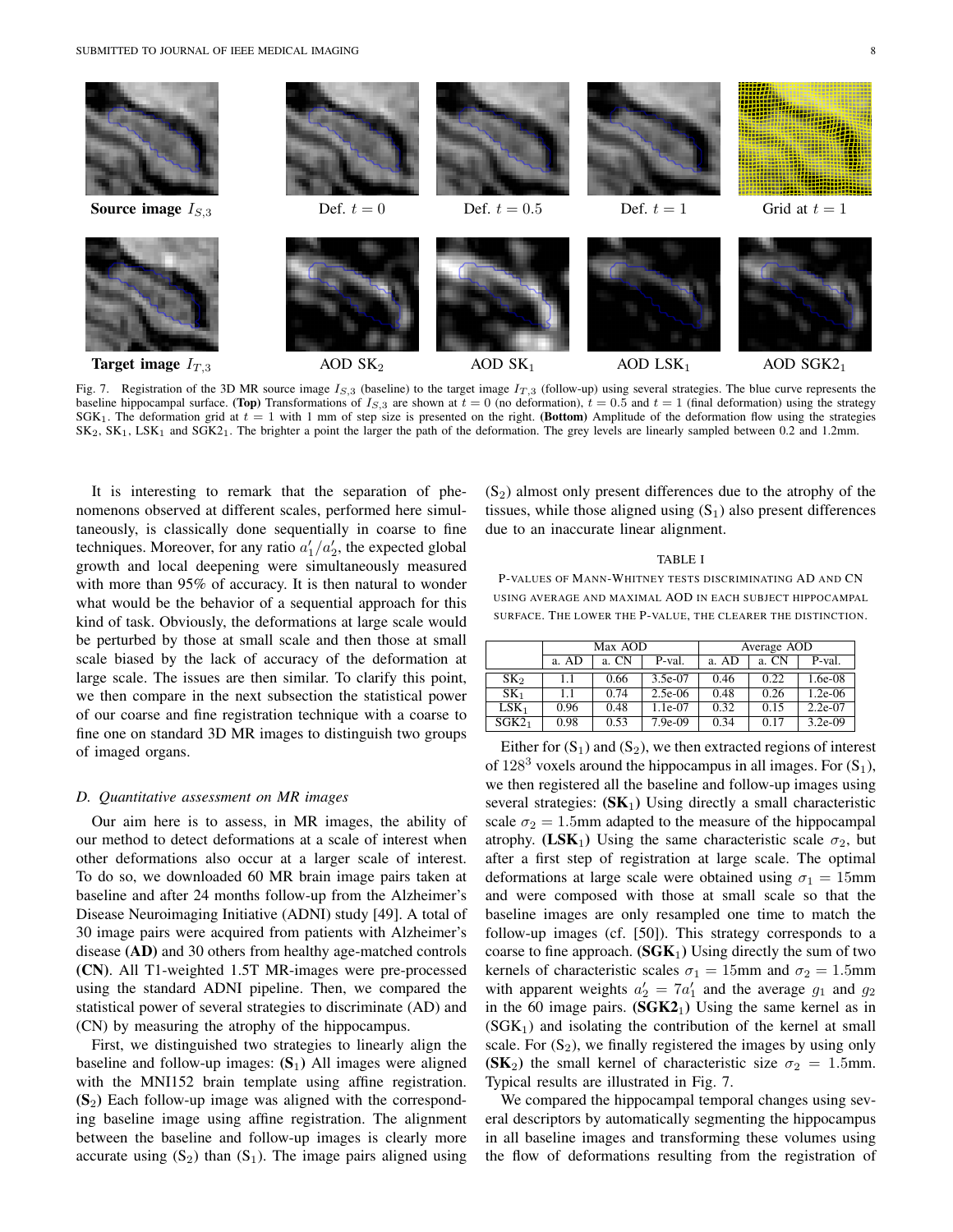Source image $I_{S,3}$ | Def. $t = 0$ | Def. $t = 0.5$ | Def. $t = 1$ | Grid at $t = 1$

Target image $I_{T,3}$ | AOD $SK_2$ | AOD $SK_1$ | AOD $LSK_1$ | AOD $SGK2_1$

Fig. 7. Registration of the 3D MR source image $I_{S,3}$ (baseline) to the target image $I_{T,3}$ (follow-up) using several strategies. The blue curve represents the baseline hippocampal surface. **(Top)** Transformations of $I_{S,3}$ are shown at $t = 0$ (no deformation), $t = 0.5$ and $t = 1$ (final deformation) using the strategy $SGK_1$. The deformation grid at $t = 1$ with 1 mm of step size is presented on the right. **(Bottom)** Amplitude of the deformation flow using the strategies $SK_2$, $SK_1$, $LSK_1$ and $SGK2_1$. The brighter a point the larger the path of the deformation. The grey levels are linearly sampled between 0.2 and 1.2mm.

It is interesting to remark that the separation of phenomenons observed at different scales, performed here simultaneously, is classically done sequentially in coarse to fine techniques. Moreover, for any ratio $a'_1/a'_2$, the expected global growth and local deepening were simultaneously measured with more than 95% of accuracy. It is then natural to wonder what would be the behavior of a sequential approach for this kind of task. Obviously, the deformations at large scale would be perturbed by those at small scale and then those at small scale biased by the lack of accuracy of the deformation at large scale. The issues are then similar. To clarify this point, we then compare in the next subsection the statistical power of our coarse and fine registration technique with a coarse to fine one on standard 3D MR images to distinguish two groups of imaged organs.

### D. Quantitative assessment on MR images

Our aim here is to assess, in MR images, the ability of our method to detect deformations at a scale of interest when other deformations also occur at a larger scale of interest. To do so, we downloaded 60 MR brain image pairs taken at baseline and after 24 months follow-up from the Alzheimer's Disease Neuroimaging Initiative (ADNI) study [49]. A total of 30 image pairs were acquired from patients with Alzheimer's disease **(AD)** and 30 others from healthy age-matched controls **(CN)**. All T1-weighted 1.5T MR-images were pre-processed using the standard ADNI pipeline. Then, we compared the statistical power of several strategies to discriminate (AD) and (CN) by measuring the atrophy of the hippocampus.

First, we distinguished two strategies to linearly align the baseline and follow-up images: **($S_1$)** All images were aligned with the MNI152 brain template using affine registration. **($S_2$)** Each follow-up image was aligned with the corresponding baseline image using affine registration. The alignment between the baseline and follow-up images is clearly more accurate using ($S_2$) than ($S_1$). The image pairs aligned using ($S_2$) almost only present differences due to the atrophy of the tissues, while those aligned using ($S_1$) also present differences due to an inaccurate linear alignment.

TABLE I

P-VALUES OF MANN-WHITNEY TESTS DISCRIMINATING AD AND CN USING AVERAGE AND MAXIMAL AOD IN EACH SUBJECT HIPPOCAMPAL SURFACE. THE LOWER THE P-VALUE, THE CLEARER THE DISTINCTION.

| | Max AOD | | | Average AOD | | |
|---|---|---|---|---|---|---|
| | a. AD | a. CN | P-val. | a. AD | a. CN | P-val. |
| $SK_2$ | 1.1 | 0.66 | 3.5e-07 | 0.46 | 0.22 | 1.6e-08 |
| $SK_1$ | 1.1 | 0.74 | 2.5e-06 | 0.48 | 0.26 | 1.2e-06 |
| $LSK_1$ | 0.96 | 0.48 | 1.1e-07 | 0.32 | 0.15 | 2.2e-07 |
| $SGK2_1$ | 0.98 | 0.53 | 7.9e-09 | 0.34 | 0.17 | 3.2e-09 |

Either for ($S_1$) and ($S_2$), we then extracted regions of interest of $128^3$ voxels around the hippocampus in all images. For ($S_1$), we then registered all the baseline and follow-up images using several strategies: **($SK_1$)** Using directly a small characteristic scale $\sigma_2 = 1.5$mm adapted to the measure of the hippocampal atrophy. **($LSK_1$)** Using the same characteristic scale $\sigma_2$, but after a first step of registration at large scale. The optimal deformations at large scale were obtained using $\sigma_1 = 15$mm and were composed with those at small scale so that the baseline images are only resampled one time to match the follow-up images (cf. [50]). This strategy corresponds to a coarse to fine approach. **($SGK_1$)** Using directly the sum of two kernels of characteristic scales $\sigma_1 = 15$mm and $\sigma_2 = 1.5$mm with apparent weights $a'_2 = 7a'_1$ and the average $g_1$ and $g_2$ in the 60 image pairs. **($SGK2_1$)** Using the same kernel as in ($SGK_1$) and isolating the contribution of the kernel at small scale. For ($S_2$), we finally registered the images by using only **($SK_2$)** the small kernel of characteristic size $\sigma_2 = 1.5$mm. Typical results are illustrated in Fig. 7.

We compared the hippocampal temporal changes using several descriptors by automatically segmenting the hippocampus in all baseline images and transforming these volumes using the flow of deformations resulting from the registration of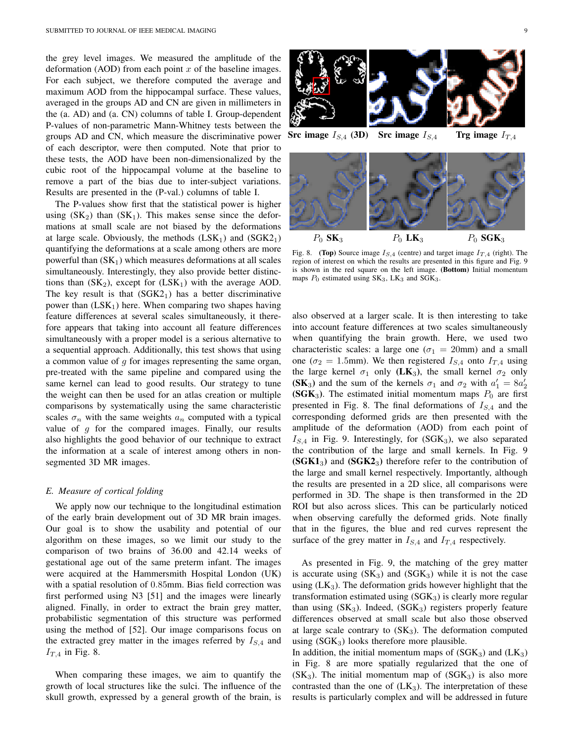the grey level images. We measured the amplitude of the deformation (AOD) from each point $x$ of the baseline images. For each subject, we therefore computed the average and maximum AOD from the hippocampal surface. These values, averaged in the groups AD and CN are given in millimeters in the (a. AD) and (a. CN) columns of table I. Group-dependent P-values of non-parametric Mann-Whitney tests between the groups AD and CN, which measure the discriminative power of each descriptor, were then computed. Note that prior to these tests, the AOD have been non-dimensionalized by the cubic root of the hippocampal volume at the baseline to remove a part of the bias due to inter-subject variations. Results are presented in the (P-val.) columns of table I.

The P-values show first that the statistical power is higher using ($SK_2$) than ($SK_1$). This makes sense since the deformations at small scale are not biased by the deformations at large scale. Obviously, the methods ($LSK_1$) and ($SGK2_1$) quantifying the deformations at a scale among others are more powerful than ($SK_1$) which measures deformations at all scales simultaneously. Interestingly, they also provide better distinctions than ($SK_2$), except for ($LSK_1$) with the average AOD. The key result is that ($SGK2_1$) has a better discriminative power than ($LSK_1$) here. When comparing two shapes having feature differences at several scales simultaneously, it therefore appears that taking into account all feature differences simultaneously with a proper model is a serious alternative to a sequential approach. Additionally, this test shows that using a common value of $g$ for images representing the same organ, pre-treated with the same pipeline and compared using the same kernel can lead to good results. Our strategy to tune the weight can then be used for an atlas creation or multiple comparisons by systematically using the same characteristic scales $\sigma_n$ with the same weights $a_n$ computed with a typical value of $g$ for the compared images. Finally, our results also highlights the good behavior of our technique to extract the information at a scale of interest among others in non-segmented 3D MR images.

### *E. Measure of cortical folding*

We apply now our technique to the longitudinal estimation of the early brain development out of 3D MR brain images. Our goal is to show the usability and potential of our algorithm on these images, so we limit our study to the comparison of two brains of 36.00 and 42.14 weeks of gestational age out of the same preterm infant. The images were acquired at the Hammersmith Hospital London (UK) with a spatial resolution of 0.85mm. Bias field correction was first performed using N3 [51] and the images were linearly aligned. Finally, in order to extract the brain grey matter, probabilistic segmentation of this structure was performed using the method of [52]. Our image comparisons focus on the extracted grey matter in the images referred by $I_{S,4}$ and $I_{T,4}$ in Fig. 8.

When comparing these images, we aim to quantify the growth of local structures like the sulci. The influence of the skull growth, expressed by a general growth of the brain, is also observed at a larger scale. It is then interesting to take into account feature differences at two scales simultaneously when quantifying the brain growth. Here, we used two characteristic scales: a large one ($\sigma_1 = 20$mm) and a small one ($\sigma_2 = 1.5$mm). We then registered $I_{S,4}$ onto $I_{T,4}$ using the large kernel $\sigma_1$ only (**$LK_3$**), the small kernel $\sigma_2$ only (**$SK_3$**) and the sum of the kernels $\sigma_1$ and $\sigma_2$ with $a'_1 = 8a'_2$ (**$SGK_3$**). The estimated initial momentum maps $P_0$ are first presented in Fig. 8. The final deformations of $I_{S,4}$ and the corresponding deformed grids are then presented with the amplitude of the deformation (AOD) from each point of $I_{S,4}$ in Fig. 9. Interestingly, for ($SGK_3$), we also separated the contribution of the large and small kernels. In Fig. 9 (**$SGK1_3$**) and (**$SGK2_3$**) therefore refer to the contribution of the large and small kernel respectively. Importantly, although the results are presented in a 2D slice, all comparisons were performed in 3D. The shape is then transformed in the 2D ROI but also across slices. This can be particularly noticed when observing carefully the deformed grids. Note finally that in the figures, the blue and red curves represent the surface of the grey matter in $I_{S,4}$ and $I_{T,4}$ respectively.

Src image $I_{S,4}$ (3D) — Src image $I_{S,4}$ — Trg image $I_{T,4}$

$P_0$ $SK_3$ — $P_0$ $LK_3$ — $P_0$ $SGK_3$

Fig. 8. **(Top)** Source image $I_{S,4}$ (centre) and target image $I_{T,4}$ (right). The region of interest on which the results are presented in this figure and Fig. 9 is shown in the red square on the left image. **(Bottom)** Initial momentum maps $P_0$ estimated using $SK_3$, $LK_3$ and $SGK_3$.

As presented in Fig. 9, the matching of the grey matter is accurate using ($SK_3$) and ($SGK_3$) while it is not the case using ($LK_3$). The deformation grids however highlight that the transformation estimated using ($SGK_3$) is clearly more regular than using ($SK_3$). Indeed, ($SGK_3$) registers properly feature differences observed at small scale but also those observed at large scale contrary to ($SK_3$). The deformation computed using ($SGK_3$) looks therefore more plausible.

In addition, the initial momentum maps of ($SGK_3$) and ($LK_3$) in Fig. 8 are more spatially regularized that the one of ($SK_3$). The initial momentum map of ($SGK_3$) is also more contrasted than the one of ($LK_3$). The interpretation of these results is particularly complex and will be addressed in future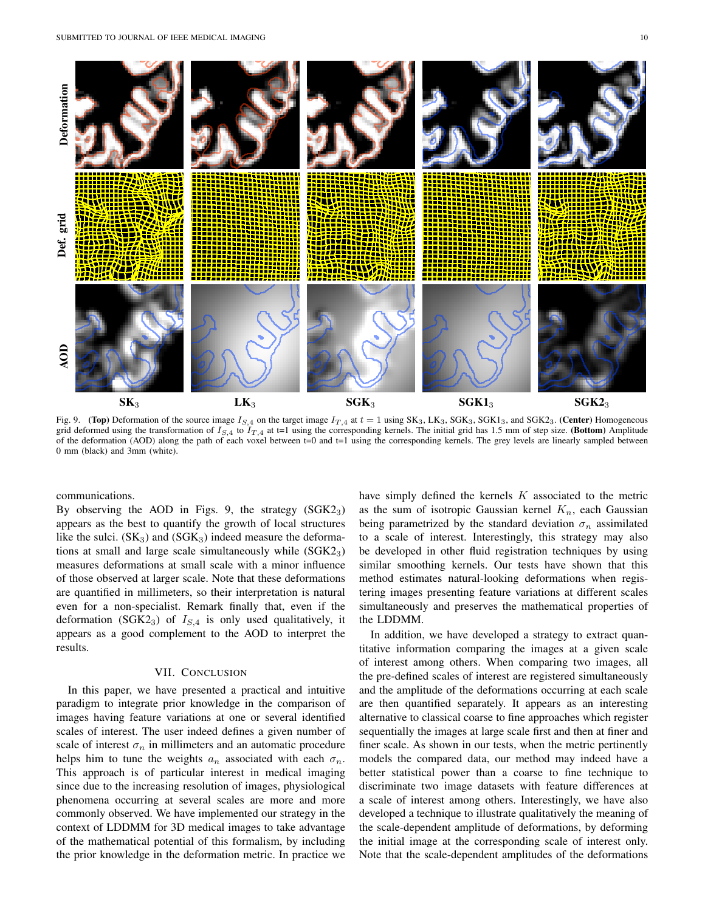Fig. 9. **(Top)** Deformation of the source image $I_{S,4}$ on the target image $I_{T,4}$ at $t = 1$ using SK$_3$, LK$_3$, SGK$_3$, SGK1$_3$, and SGK2$_3$. **(Center)** Homogeneous grid deformed using the transformation of $I_{S,4}$ to $I_{T,4}$ at t=1 using the corresponding kernels. The initial grid has 1.5 mm of step size. **(Bottom)** Amplitude of the deformation (AOD) along the path of each voxel between t=0 and t=1 using the corresponding kernels. The grey levels are linearly sampled between 0 mm (black) and 3mm (white).

communications.

By observing the AOD in Figs. 9, the strategy (SGK2$_3$) appears as the best to quantify the growth of local structures like the sulci. (SK$_3$) and (SGK$_3$) indeed measure the deformations at small and large scale simultaneously while (SGK2$_3$) measures deformations at small scale with a minor influence of those observed at larger scale. Note that these deformations are quantified in millimeters, so their interpretation is natural even for a non-specialist. Remark finally that, even if the deformation (SGK2$_3$) of $I_{S,4}$ is only used qualitatively, it appears as a good complement to the AOD to interpret the results.

## VII. Conclusion

In this paper, we have presented a practical and intuitive paradigm to integrate prior knowledge in the comparison of images having feature variations at one or several identified scales of interest. The user indeed defines a given number of scale of interest $\sigma_n$ in millimeters and an automatic procedure helps him to tune the weights $a_n$ associated with each $\sigma_n$. This approach is of particular interest in medical imaging since due to the increasing resolution of images, physiological phenomena occurring at several scales are more and more commonly observed. We have implemented our strategy in the context of LDDMM for 3D medical images to take advantage of the mathematical potential of this formalism, by including the prior knowledge in the deformation metric. In practice we have simply defined the kernels $K$ associated to the metric as the sum of isotropic Gaussian kernel $K_n$, each Gaussian being parametrized by the standard deviation $\sigma_n$ assimilated to a scale of interest. Interestingly, this strategy may also be developed in other fluid registration techniques by using similar smoothing kernels. Our tests have shown that this method estimates natural-looking deformations when registering images presenting feature variations at different scales simultaneously and preserves the mathematical properties of the LDDMM.

In addition, we have developed a strategy to extract quantitative information comparing the images at a given scale of interest among others. When comparing two images, all the pre-defined scales of interest are registered simultaneously and the amplitude of the deformations occurring at each scale are then quantified separately. It appears as an interesting alternative to classical coarse to fine approaches which register sequentially the images at large scale first and then at finer and finer scale. As shown in our tests, when the metric pertinently models the compared data, our method may indeed have a better statistical power than a coarse to fine technique to discriminate two image datasets with feature differences at a scale of interest among others. Interestingly, we have also developed a technique to illustrate qualitatively the meaning of the scale-dependent amplitude of deformations, by deforming the initial image at the corresponding scale of interest only. Note that the scale-dependent amplitudes of the deformations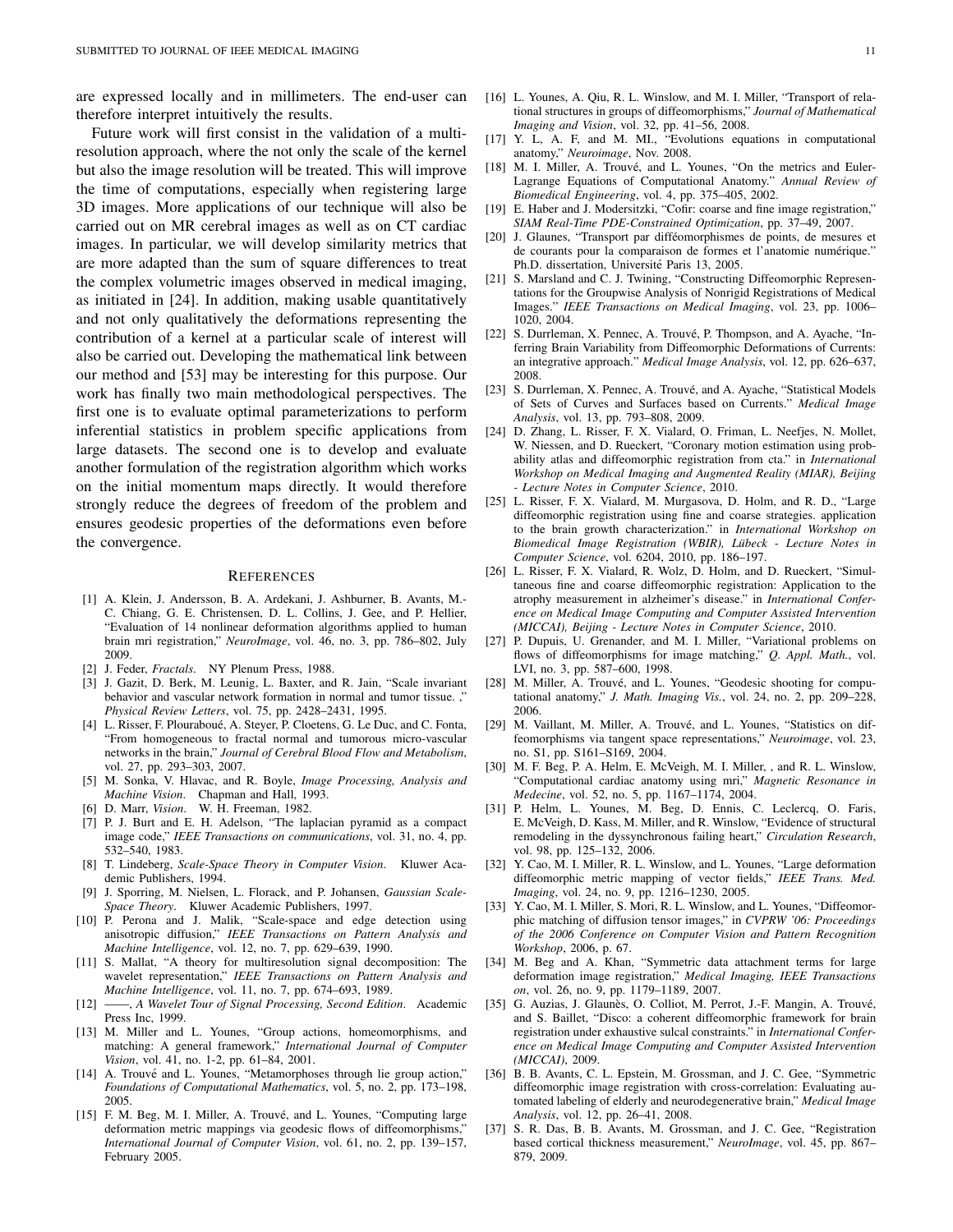are expressed locally and in millimeters. The end-user can therefore interpret intuitively the results.

Future work will first consist in the validation of a multi-resolution approach, where the not only the scale of the kernel but also the image resolution will be treated. This will improve the time of computations, especially when registering large 3D images. More applications of our technique will also be carried out on MR cerebral images as well as on CT cardiac images. In particular, we will develop similarity metrics that are more adapted than the sum of square differences to treat the complex volumetric images observed in medical imaging, as initiated in [24]. In addition, making usable quantitatively and not only qualitatively the deformations representing the contribution of a kernel at a particular scale of interest will also be carried out. Developing the mathematical link between our method and [53] may be interesting for this purpose. Our work has finally two main methodological perspectives. The first one is to evaluate optimal parameterizations to perform inferential statistics in problem specific applications from large datasets. The second one is to develop and evaluate another formulation of the registration algorithm which works on the initial momentum maps directly. It would therefore strongly reduce the degrees of freedom of the problem and ensures geodesic properties of the deformations even before the convergence.

## References

[1] A. Klein, J. Andersson, B. A. Ardekani, J. Ashburner, B. Avants, M.-C. Chiang, G. E. Christensen, D. L. Collins, J. Gee, and P. Hellier, "Evaluation of 14 nonlinear deformation algorithms applied to human brain mri registration," *NeuroImage*, vol. 46, no. 3, pp. 786–802, July 2009.

[2] J. Feder, *Fractals*. NY Plenum Press, 1988.

[3] J. Gazit, D. Berk, M. Leunig, L. Baxter, and R. Jain, "Scale invariant behavior and vascular network formation in normal and tumor tissue. ," *Physical Review Letters*, vol. 75, pp. 2428–2431, 1995.

[4] L. Risser, F. Plouraboué, A. Steyer, P. Cloetens, G. Le Duc, and C. Fonta, "From homogeneous to fractal normal and tumorous micro-vascular networks in the brain," *Journal of Cerebral Blood Flow and Metabolism*, vol. 27, pp. 293–303, 2007.

[5] M. Sonka, V. Hlavac, and R. Boyle, *Image Processing, Analysis and Machine Vision*. Chapman and Hall, 1993.

[6] D. Marr, *Vision*. W. H. Freeman, 1982.

[7] P. J. Burt and E. H. Adelson, "The laplacian pyramid as a compact image code," *IEEE Transactions on communications*, vol. 31, no. 4, pp. 532–540, 1983.

[8] T. Lindeberg, *Scale-Space Theory in Computer Vision*. Kluwer Academic Publishers, 1994.

[9] J. Sporring, M. Nielsen, L. Florack, and P. Johansen, *Gaussian Scale-Space Theory*. Kluwer Academic Publishers, 1997.

[10] P. Perona and J. Malik, "Scale-space and edge detection using anisotropic diffusion," *IEEE Transactions on Pattern Analysis and Machine Intelligence*, vol. 12, no. 7, pp. 629–639, 1990.

[11] S. Mallat, "A theory for multiresolution signal decomposition: The wavelet representation," *IEEE Transactions on Pattern Analysis and Machine Intelligence*, vol. 11, no. 7, pp. 674–693, 1989.

[12] ——, *A Wavelet Tour of Signal Processing, Second Edition*. Academic Press Inc, 1999.

[13] M. Miller and L. Younes, "Group actions, homeomorphisms, and matching: A general framework," *International Journal of Computer Vision*, vol. 41, no. 1-2, pp. 61–84, 2001.

[14] A. Trouvé and L. Younes, "Metamorphoses through lie group action," *Foundations of Computational Mathematics*, vol. 5, no. 2, pp. 173–198, 2005.

[15] F. M. Beg, M. I. Miller, A. Trouvé, and L. Younes, "Computing large deformation metric mappings via geodesic flows of diffeomorphisms," *International Journal of Computer Vision*, vol. 61, no. 2, pp. 139–157, February 2005.

[16] L. Younes, A. Qiu, R. L. Winslow, and M. I. Miller, "Transport of relational structures in groups of diffeomorphisms," *Journal of Mathematical Imaging and Vision*, vol. 32, pp. 41–56, 2008.

[17] Y. L, A. F, and M. MI., "Evolutions equations in computational anatomy," *Neuroimage*, Nov. 2008.

[18] M. I. Miller, A. Trouvé, and L. Younes, "On the metrics and Euler-Lagrange Equations of Computational Anatomy." *Annual Review of Biomedical Engineering*, vol. 4, pp. 375–405, 2002.

[19] E. Haber and J. Modersitzki, "Cofir: coarse and fine image registration," *SIAM Real-Time PDE-Constrained Optimization*, pp. 37–49, 2007.

[20] J. Glaunes, "Transport par difféomorphismes de points, de mesures et de courants pour la comparaison de formes et l'anatomie numérique." Ph.D. dissertation, Université Paris 13, 2005.

[21] S. Marsland and C. J. Twining, "Constructing Diffeomorphic Representations for the Groupwise Analysis of Nonrigid Registrations of Medical Images." *IEEE Transactions on Medical Imaging*, vol. 23, pp. 1006–1020, 2004.

[22] S. Durrleman, X. Pennec, A. Trouvé, P. Thompson, and A. Ayache, "Inferring Brain Variability from Diffeomorphic Deformations of Currents: an integrative approach." *Medical Image Analysis*, vol. 12, pp. 626–637, 2008.

[23] S. Durrleman, X. Pennec, A. Trouvé, and A. Ayache, "Statistical Models of Sets of Curves and Surfaces based on Currents." *Medical Image Analysis*, vol. 13, pp. 793–808, 2009.

[24] D. Zhang, L. Risser, F. X. Vialard, O. Friman, L. Neefjes, N. Mollet, W. Niessen, and D. Rueckert, "Coronary motion estimation using probability atlas and diffeomorphic registration from cta." in *International Workshop on Medical Imaging and Augmented Reality (MIAR), Beijing - Lecture Notes in Computer Science*, 2010.

[25] L. Risser, F. X. Vialard, M. Murgasova, D. Holm, and R. D., "Large diffeomorphic registration using fine and coarse strategies. application to the brain growth characterization." in *International Workshop on Biomedical Image Registration (WBIR), Lübeck - Lecture Notes in Computer Science*, vol. 6204, 2010, pp. 186–197.

[26] L. Risser, F. X. Vialard, R. Wolz, D. Holm, and D. Rueckert, "Simultaneous fine and coarse diffeomorphic registration: Application to the atrophy measurement in alzheimer's disease." in *International Conference on Medical Image Computing and Computer Assisted Intervention (MICCAI), Beijing - Lecture Notes in Computer Science*, 2010.

[27] P. Dupuis, U. Grenander, and M. I. Miller, "Variational problems on flows of diffeomorphisms for image matching," *Q. Appl. Math.*, vol. LVI, no. 3, pp. 587–600, 1998.

[28] M. Miller, A. Trouvé, and L. Younes, "Geodesic shooting for computational anatomy," *J. Math. Imaging Vis.*, vol. 24, no. 2, pp. 209–228, 2006.

[29] M. Vaillant, M. Miller, A. Trouvé, and L. Younes, "Statistics on diffeomorphisms via tangent space representations," *Neuroimage*, vol. 23, no. S1, pp. S161–S169, 2004.

[30] M. F. Beg, P. A. Helm, E. McVeigh, M. I. Miller, , and R. L. Winslow, "Computational cardiac anatomy using mri," *Magnetic Resonance in Medecine*, vol. 52, no. 5, pp. 1167–1174, 2004.

[31] P. Helm, L. Younes, M. Beg, D. Ennis, C. Leclercq, O. Faris, E. McVeigh, D. Kass, M. Miller, and R. Winslow, "Evidence of structural remodeling in the dyssynchronous failing heart," *Circulation Research*, vol. 98, pp. 125–132, 2006.

[32] Y. Cao, M. I. Miller, R. L. Winslow, and L. Younes, "Large deformation diffeomorphic metric mapping of vector fields," *IEEE Trans. Med. Imaging*, vol. 24, no. 9, pp. 1216–1230, 2005.

[33] Y. Cao, M. I. Miller, S. Mori, R. L. Winslow, and L. Younes, "Diffeomorphic matching of diffusion tensor images," in *CVPRW '06: Proceedings of the 2006 Conference on Computer Vision and Pattern Recognition Workshop*, 2006, p. 67.

[34] M. Beg and A. Khan, "Symmetric data attachment terms for large deformation image registration," *Medical Imaging, IEEE Transactions on*, vol. 26, no. 9, pp. 1179–1189, 2007.

[35] G. Auzias, J. Glaunès, O. Colliot, M. Perrot, J.-F. Mangin, A. Trouvé, and S. Baillet, "Disco: a coherent diffeomorphic framework for brain registration under exhaustive sulcal constraints." in *International Conference on Medical Image Computing and Computer Assisted Intervention (MICCAI)*, 2009.

[36] B. B. Avants, C. L. Epstein, M. Grossman, and J. C. Gee, "Symmetric diffeomorphic image registration with cross-correlation: Evaluating automated labeling of elderly and neurodegenerative brain," *Medical Image Analysis*, vol. 12, pp. 26–41, 2008.

[37] S. R. Das, B. B. Avants, M. Grossman, and J. C. Gee, "Registration based cortical thickness measurement," *NeuroImage*, vol. 45, pp. 867–879, 2009.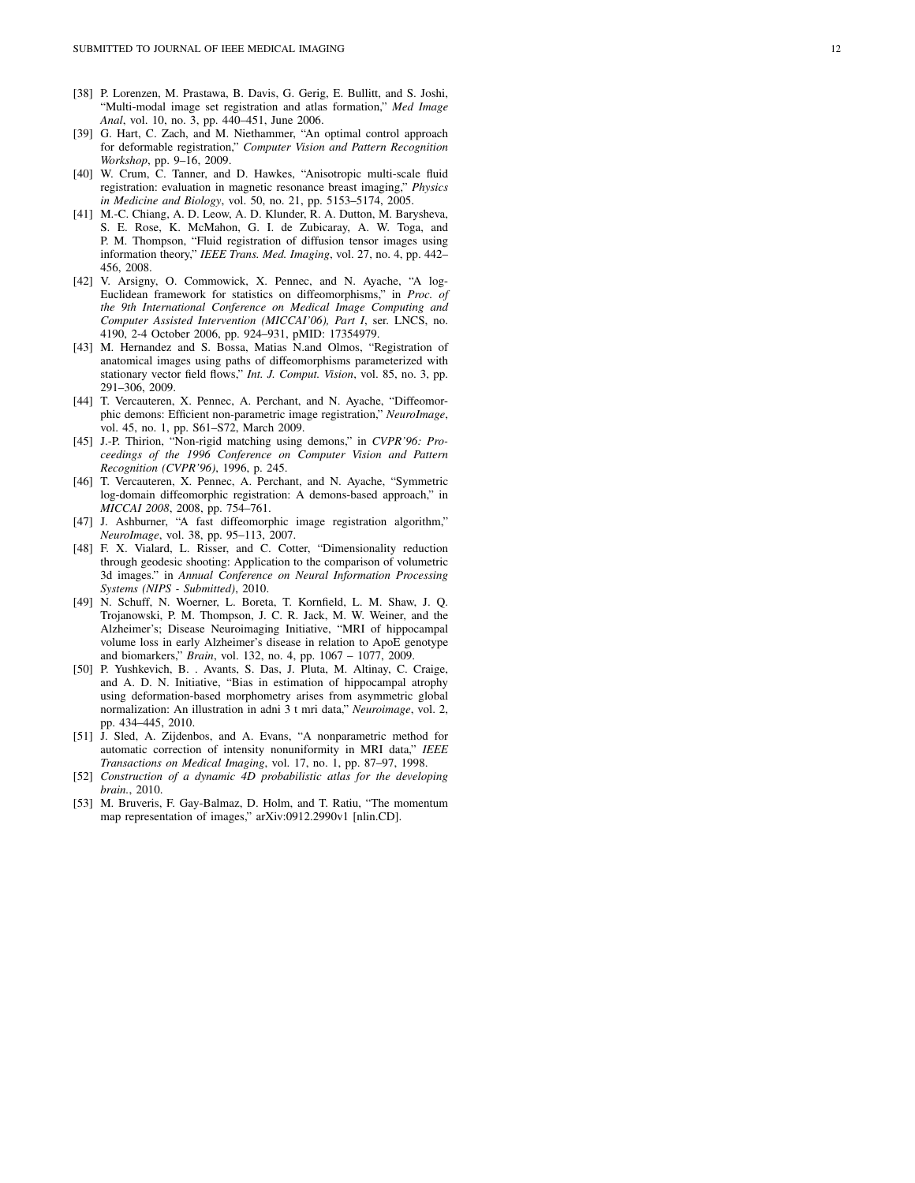[38] P. Lorenzen, M. Prastawa, B. Davis, G. Gerig, E. Bullitt, and S. Joshi, "Multi-modal image set registration and atlas formation," *Med Image Anal*, vol. 10, no. 3, pp. 440–451, June 2006.

[39] G. Hart, C. Zach, and M. Niethammer, "An optimal control approach for deformable registration," *Computer Vision and Pattern Recognition Workshop*, pp. 9–16, 2009.

[40] W. Crum, C. Tanner, and D. Hawkes, "Anisotropic multi-scale fluid registration: evaluation in magnetic resonance breast imaging," *Physics in Medicine and Biology*, vol. 50, no. 21, pp. 5153–5174, 2005.

[41] M.-C. Chiang, A. D. Leow, A. D. Klunder, R. A. Dutton, M. Barysheva, S. E. Rose, K. McMahon, G. I. de Zubicaray, A. W. Toga, and P. M. Thompson, "Fluid registration of diffusion tensor images using information theory," *IEEE Trans. Med. Imaging*, vol. 27, no. 4, pp. 442–456, 2008.

[42] V. Arsigny, O. Commowick, X. Pennec, and N. Ayache, "A log-Euclidean framework for statistics on diffeomorphisms," in *Proc. of the 9th International Conference on Medical Image Computing and Computer Assisted Intervention (MICCAI'06), Part I*, ser. LNCS, no. 4190, 2-4 October 2006, pp. 924–931, pMID: 17354979.

[43] M. Hernandez and S. Bossa, Matias N.and Olmos, "Registration of anatomical images using paths of diffeomorphisms parameterized with stationary vector field flows," *Int. J. Comput. Vision*, vol. 85, no. 3, pp. 291–306, 2009.

[44] T. Vercauteren, X. Pennec, A. Perchant, and N. Ayache, "Diffeomorphic demons: Efficient non-parametric image registration," *NeuroImage*, vol. 45, no. 1, pp. S61–S72, March 2009.

[45] J.-P. Thirion, "Non-rigid matching using demons," in *CVPR'96: Proceedings of the 1996 Conference on Computer Vision and Pattern Recognition (CVPR'96)*, 1996, p. 245.

[46] T. Vercauteren, X. Pennec, A. Perchant, and N. Ayache, "Symmetric log-domain diffeomorphic registration: A demons-based approach," in *MICCAI 2008*, 2008, pp. 754–761.

[47] J. Ashburner, "A fast diffeomorphic image registration algorithm," *NeuroImage*, vol. 38, pp. 95–113, 2007.

[48] F. X. Vialard, L. Risser, and C. Cotter, "Dimensionality reduction through geodesic shooting: Application to the comparison of volumetric 3d images." in *Annual Conference on Neural Information Processing Systems (NIPS - Submitted)*, 2010.

[49] N. Schuff, N. Woerner, L. Boreta, T. Kornfield, L. M. Shaw, J. Q. Trojanowski, P. M. Thompson, J. C. R. Jack, M. W. Weiner, and the Alzheimer's; Disease Neuroimaging Initiative, "MRI of hippocampal volume loss in early Alzheimer's disease in relation to ApoE genotype and biomarkers," *Brain*, vol. 132, no. 4, pp. 1067 – 1077, 2009.

[50] P. Yushkevich, B. . Avants, S. Das, J. Pluta, M. Altinay, C. Craige, and A. D. N. Initiative, "Bias in estimation of hippocampal atrophy using deformation-based morphometry arises from asymmetric global normalization: An illustration in adni 3 t mri data," *Neuroimage*, vol. 2, pp. 434–445, 2010.

[51] J. Sled, A. Zijdenbos, and A. Evans, "A nonparametric method for automatic correction of intensity nonuniformity in MRI data," *IEEE Transactions on Medical Imaging*, vol. 17, no. 1, pp. 87–97, 1998.

[52] *Construction of a dynamic 4D probabilistic atlas for the developing brain.*, 2010.

[53] M. Bruveris, F. Gay-Balmaz, D. Holm, and T. Ratiu, "The momentum map representation of images," arXiv:0912.2990v1 [nlin.CD].